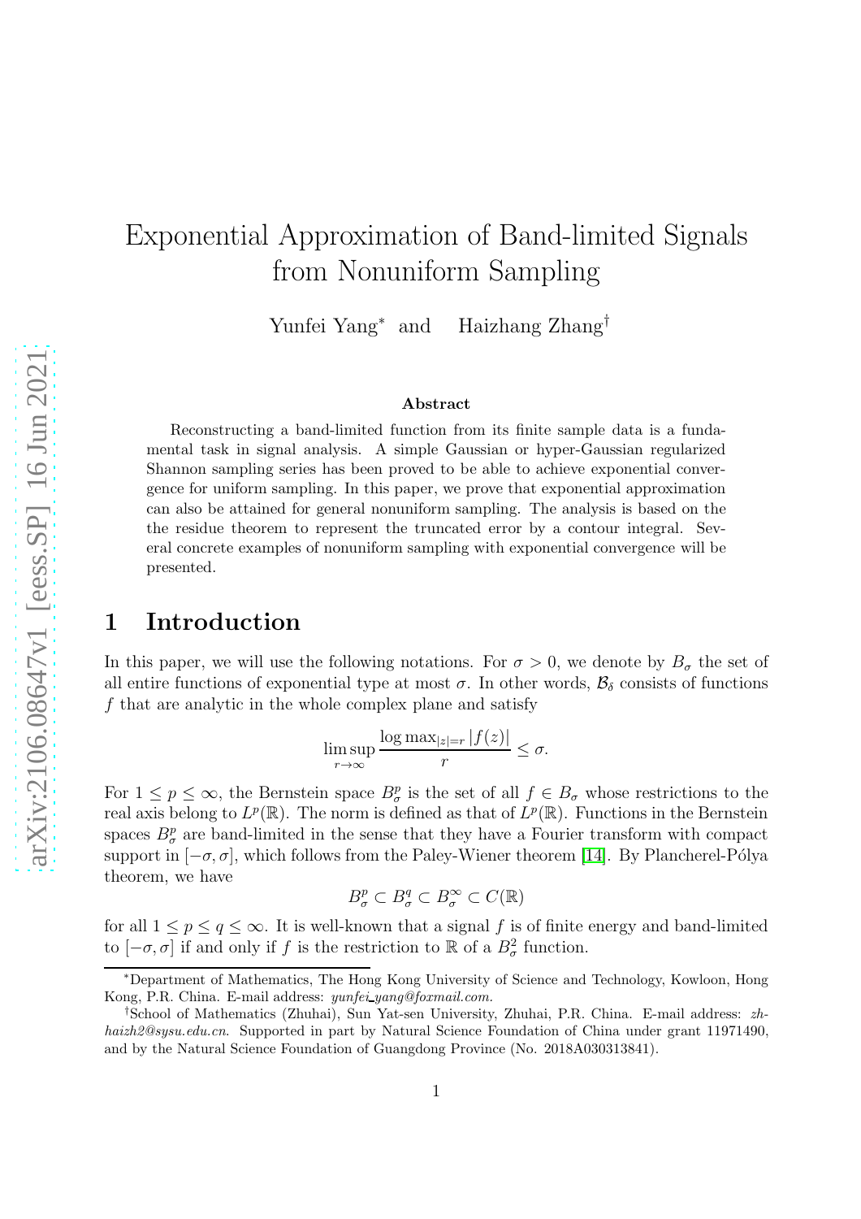# Exponential Approximation of Band-limited Signals from Nonuniform Sampling

Yunfei Yang[*] and Haizhang Zhang[†]

**Abstract**

Reconstructing a band-limited function from its finite sample data is a fundamental task in signal analysis. A simple Gaussian or hyper-Gaussian regularized Shannon sampling series has been proved to be able to achieve exponential convergence for uniform sampling. In this paper, we prove that exponential approximation can also be attained for general nonuniform sampling. The analysis is based on the the residue theorem to represent the truncated error by a contour integral. Several concrete examples of nonuniform sampling with exponential convergence will be presented.

## 1 Introduction

In this paper, we will use the following notations. For $\sigma > 0$, we denote by $B_\sigma$ the set of all entire functions of exponential type at most $\sigma$. In other words, $\mathcal{B}_\delta$ consists of functions $f$ that are analytic in the whole complex plane and satisfy

$$\limsup_{r\to\infty} \frac{\log \max_{|z|=r} |f(z)|}{r} \le \sigma.$$

For $1 \le p \le \infty$, the Bernstein space $B_\sigma^p$ is the set of all $f \in B_\sigma$ whose restrictions to the real axis belong to $L^p(\mathbb{R})$. The norm is defined as that of $L^p(\mathbb{R})$. Functions in the Bernstein spaces $B_\sigma^p$ are band-limited in the sense that they have a Fourier transform with compact support in $[-\sigma, \sigma]$, which follows from the Paley-Wiener theorem [14]. By Plancherel-Pólya theorem, we have

$$B_\sigma^p \subset B_\sigma^q \subset B_\sigma^\infty \subset C(\mathbb{R})$$

for all $1 \le p \le q \le \infty$. It is well-known that a signal $f$ is of finite energy and band-limited to $[-\sigma, \sigma]$ if and only if $f$ is the restriction to $\mathbb{R}$ of a $B_\sigma^2$ function.

---

[*]Department of Mathematics, The Hong Kong University of Science and Technology, Kowloon, Hong Kong, P.R. China. E-mail address: *yunfei_yang@foxmail.com.*

[†]School of Mathematics (Zhuhai), Sun Yat-sen University, Zhuhai, P.R. China. E-mail address: *zhhaizh2@sysu.edu.cn*. Supported in part by Natural Science Foundation of China under grant 11971490, and by the Natural Science Foundation of Guangdong Province (No. 2018A030313841).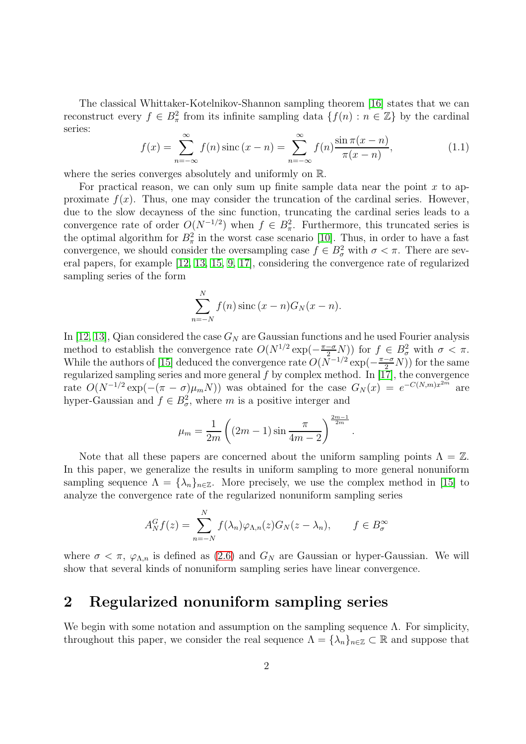The classical Whittaker-Kotelnikov-Shannon sampling theorem [16] states that we can reconstruct every $f \in B_\pi^2$ from its infinite sampling data $\{f(n) : n \in \mathbb{Z}\}$ by the cardinal series:

$$f(x) = \sum_{n=-\infty}^{\infty} f(n) \operatorname{sinc}(x-n) = \sum_{n=-\infty}^{\infty} f(n) \frac{\sin \pi(x-n)}{\pi(x-n)}, \tag{1.1}$$

where the series converges absolutely and uniformly on $\mathbb{R}$.

For practical reason, we can only sum up finite sample data near the point $x$ to approximate $f(x)$. Thus, one may consider the truncation of the cardinal series. However, due to the slow decayness of the sinc function, truncating the cardinal series leads to a convergence rate of order $O(N^{-1/2})$ when $f \in B_\pi^2$. Furthermore, this truncated series is the optimal algorithm for $B_\pi^2$ in the worst case scenario [10]. Thus, in order to have a fast convergence, we should consider the oversampling case $f \in B_\sigma^2$ with $\sigma < \pi$. There are several papers, for example [12, 13, 15, 9, 17], considering the convergence rate of regularized sampling series of the form

$$\sum_{n=-N}^{N} f(n) \operatorname{sinc}(x-n) G_N(x-n).$$

In [12, 13], Qian considered the case $G_N$ are Gaussian functions and he used Fourier analysis method to establish the convergence rate $O(N^{1/2} \exp(-\frac{\pi-\sigma}{2}N))$ for $f \in B_\sigma^2$ with $\sigma < \pi$. While the authors of [15] deduced the convergence rate $O(N^{-1/2} \exp(-\frac{\pi-\sigma}{2}N))$ for the same regularized sampling series and more general $f$ by complex method. In [17], the convergence rate $O(N^{-1/2} \exp(-(\pi-\sigma)\mu_m N))$ was obtained for the case $G_N(x) = e^{-C(N,m)x^{2m}}$ are hyper-Gaussian and $f \in B_\sigma^2$, where $m$ is a positive interger and

$$\mu_m = \frac{1}{2m}\left((2m-1)\sin\frac{\pi}{4m-2}\right)^{\frac{2m-1}{2m}}.$$

Note that all these papers are concerned about the uniform sampling points $\Lambda = \mathbb{Z}$. In this paper, we generalize the results in uniform sampling to more general nonuniform sampling sequence $\Lambda = \{\lambda_n\}_{n\in\mathbb{Z}}$. More precisely, we use the complex method in [15] to analyze the convergence rate of the regularized nonuniform sampling series

$$A_N^G f(z) = \sum_{n=-N}^{N} f(\lambda_n) \varphi_{\Lambda,n}(z) G_N(z-\lambda_n), \qquad f \in B_\sigma^\infty$$

where $\sigma < \pi$, $\varphi_{\Lambda,n}$ is defined as (2.6) and $G_N$ are Gaussian or hyper-Gaussian. We will show that several kinds of nonuniform sampling series have linear convergence.

## 2 Regularized nonuniform sampling series

We begin with some notation and assumption on the sampling sequence $\Lambda$. For simplicity, throughout this paper, we consider the real sequence $\Lambda = \{\lambda_n\}_{n\in\mathbb{Z}} \subset \mathbb{R}$ and suppose that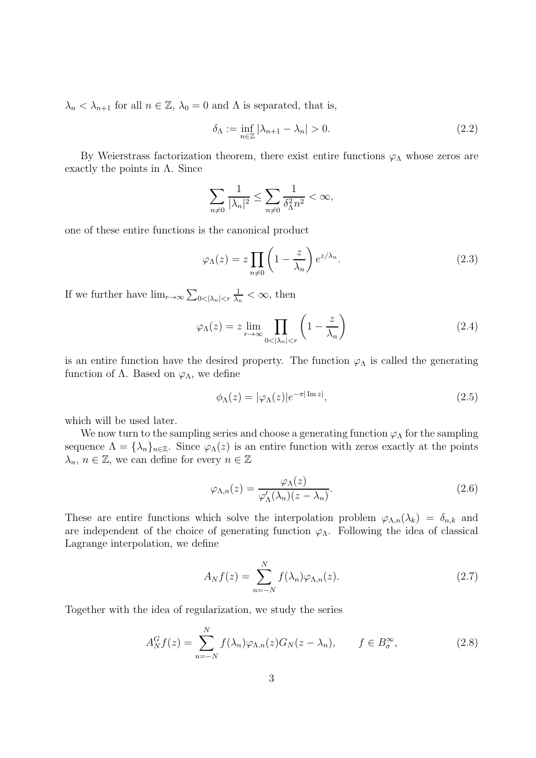$\lambda_n < \lambda_{n+1}$ for all $n \in \mathbb{Z}$, $\lambda_0 = 0$ and $\Lambda$ is separated, that is,

$$\delta_\Lambda := \inf_{n\in\mathbb{Z}} |\lambda_{n+1} - \lambda_n| > 0. \tag{2.2}$$

By Weierstrass factorization theorem, there exist entire functions $\varphi_\Lambda$ whose zeros are exactly the points in $\Lambda$. Since

$$\sum_{n\neq 0} \frac{1}{|\lambda_n|^2} \leq \sum_{n\neq 0} \frac{1}{\delta_\Lambda^2 n^2} < \infty,$$

one of these entire functions is the canonical product

$$\varphi_\Lambda(z) = z \prod_{n\neq 0} \left(1 - \frac{z}{\lambda_n}\right) e^{z/\lambda_n}. \tag{2.3}$$

If we further have $\lim_{r\to\infty} \sum_{0<|\lambda_n|<r} \frac{1}{\lambda_n} < \infty$, then

$$\varphi_\Lambda(z) = z \lim_{r\to\infty} \prod_{0<|\lambda_n|<r} \left(1 - \frac{z}{\lambda_n}\right) \tag{2.4}$$

is an entire function have the desired property. The function $\varphi_\Lambda$ is called the generating function of $\Lambda$. Based on $\varphi_\Lambda$, we define

$$\phi_\Lambda(z) = |\varphi_\Lambda(z)| e^{-\pi|\operatorname{Im} z|}, \tag{2.5}$$

which will be used later.

We now turn to the sampling series and choose a generating function $\varphi_\Lambda$ for the sampling sequence $\Lambda = \{\lambda_n\}_{n\in\mathbb{Z}}$. Since $\varphi_\Lambda(z)$ is an entire function with zeros exactly at the points $\lambda_n$, $n \in \mathbb{Z}$, we can define for every $n \in \mathbb{Z}$

$$\varphi_{\Lambda,n}(z) = \frac{\varphi_\Lambda(z)}{\varphi'_\Lambda(\lambda_n)(z - \lambda_n)}. \tag{2.6}$$

These are entire functions which solve the interpolation problem $\varphi_{\Lambda,n}(\lambda_k) = \delta_{n,k}$ and are independent of the choice of generating function $\varphi_\Lambda$. Following the idea of classical Lagrange interpolation, we define

$$A_N f(z) = \sum_{n=-N}^{N} f(\lambda_n)\varphi_{\Lambda,n}(z). \tag{2.7}$$

Together with the idea of regularization, we study the series

$$A_N^G f(z) = \sum_{n=-N}^{N} f(\lambda_n)\varphi_{\Lambda,n}(z) G_N(z - \lambda_n), \qquad f \in B_\sigma^\infty, \tag{2.8}$$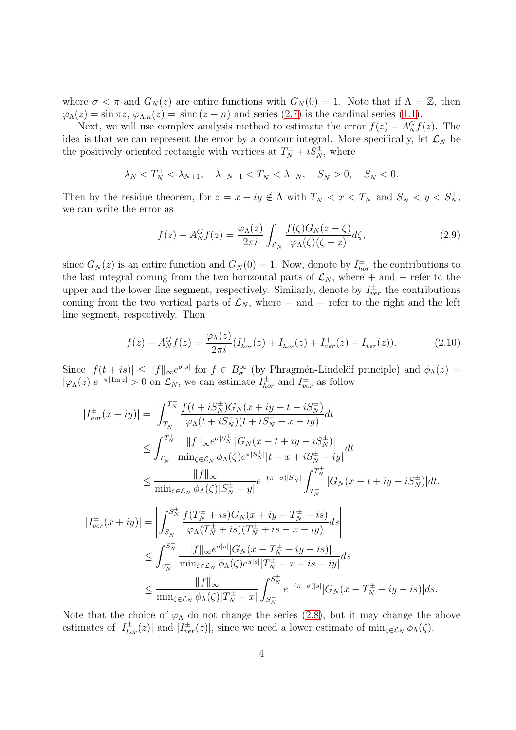where $\sigma < \pi$ and $G_N(z)$ are entire functions with $G_N(0) = 1$. Note that if $\Lambda = \mathbb{Z}$, then $\varphi_\Lambda(z) = \sin \pi z$, $\varphi_{\Lambda,n}(z) = \operatorname{sinc}(z-n)$ and series (2.7) is the cardinal series (1.1).

Next, we will use complex analysis method to estimate the error $f(z) - A_N^G f(z)$. The idea is that we can represent the error by a contour integral. More specifically, let $\mathcal{L}_N$ be the positively oriented rectangle with vertices at $T_N^\pm + iS_N^\pm$, where

$$\lambda_N < T_N^+ < \lambda_{N+1}, \quad \lambda_{-N-1} < T_N^- < \lambda_{-N}, \quad S_N^+ > 0, \quad S_N^- < 0.$$

Then by the residue theorem, for $z = x + iy \notin \Lambda$ with $T_N^- < x < T_N^+$ and $S_N^- < y < S_N^+$, we can write the error as

$$f(z) - A_N^G f(z) = \frac{\varphi_\Lambda(z)}{2\pi i} \int_{\mathcal{L}_N} \frac{f(\zeta) G_N(z-\zeta)}{\varphi_\Lambda(\zeta)(\zeta - z)} d\zeta, \tag{2.9}$$

since $G_N(z)$ is an entire function and $G_N(0) = 1$. Now, denote by $I_{hor}^\pm$ the contributions to the last integral coming from the two horizontal parts of $\mathcal{L}_N$, where $+$ and $-$ refer to the upper and the lower line segment, respectively. Similarly, denote by $I_{ver}^\pm$ the contributions coming from the two vertical parts of $\mathcal{L}_N$, where $+$ and $-$ refer to the right and the left line segment, respectively. Then

$$f(z) - A_N^G f(z) = \frac{\varphi_\Lambda(z)}{2\pi i} (I_{hor}^+(z) + I_{hor}^-(z) + I_{ver}^+(z) + I_{ver}^-(z)). \tag{2.10}$$

Since $|f(t+is)| \le \|f\|_\infty e^{\sigma|s|}$ for $f \in B_\sigma^\infty$ (by Phragmén-Lindelöf principle) and $\phi_\Lambda(z) = |\varphi_\Lambda(z)| e^{-\pi|\operatorname{Im} z|} > 0$ on $\mathcal{L}_N$, we can estimate $I_{hor}^\pm$ and $I_{ver}^\pm$ as follow

$$\begin{aligned}
|I_{hor}^\pm(x+iy)| &= \left| \int_{T_N^-}^{T_N^+} \frac{f(t+iS_N^\pm) G_N(x+iy-t-iS_N^\pm)}{\varphi_\Lambda(t+iS_N^\pm)(t+iS_N^\pm - x - iy)} dt \right| \\
&\le \int_{T_N^-}^{T_N^+} \frac{\|f\|_\infty e^{\sigma|S_N^\pm|} |G_N(x-t+iy-iS_N^\pm)|}{\min_{\zeta\in\mathcal{L}_N} \phi_\Lambda(\zeta) e^{\pi|S_N^\pm|} |t-x+iS_N^\pm - iy|} dt \\
&\le \frac{\|f\|_\infty}{\min_{\zeta\in\mathcal{L}_N} \phi_\Lambda(\zeta) |S_N^\pm - y|} e^{-(\pi-\sigma)|S_N^\pm|} \int_{T_N^-}^{T_N^+} |G_N(x-t+iy-iS_N^\pm)| dt,
\end{aligned}$$

$$\begin{aligned}
|I_{ver}^\pm(x+iy)| &= \left| \int_{S_N^-}^{S_N^+} \frac{f(T_N^\pm + is) G_N(x+iy-T_N^\pm - is)}{\varphi_\Lambda(T_N^\pm + is)(T_N^\pm + is - x - iy)} ds \right| \\
&\le \int_{S_N^-}^{S_N^+} \frac{\|f\|_\infty e^{\sigma|s|} |G_N(x-T_N^\pm + iy - is)|}{\min_{\zeta\in\mathcal{L}_N} \phi_\Lambda(\zeta) e^{\pi|s|} |T_N^\pm - x + is - iy|} ds \\
&\le \frac{\|f\|_\infty}{\min_{\zeta\in\mathcal{L}_N} \phi_\Lambda(\zeta) |T_N^\pm - x|} \int_{S_N^-}^{S_N^+} e^{-(\pi-\sigma)|s|} |G_N(x-T_N^\pm + iy - is)| ds.
\end{aligned}$$

Note that the choice of $\varphi_\Lambda$ do not change the series (2.8), but it may change the above estimates of $|I_{hor}^\pm(z)|$ and $|I_{ver}^\pm(z)|$, since we need a lower estimate of $\min_{\zeta\in\mathcal{L}_N} \phi_\Lambda(\zeta)$.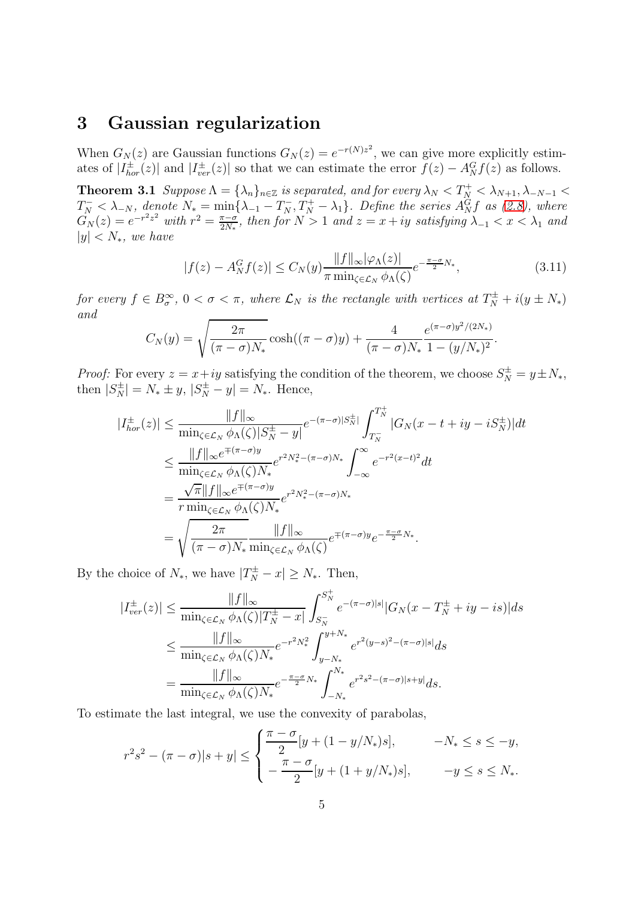# 3 Gaussian regularization

When $G_N(z)$ are Gaussian functions $G_N(z) = e^{-r(N)z^2}$, we can give more explicitly estimates of $|I^{\pm}_{hor}(z)|$ and $|I^{\pm}_{ver}(z)|$ so that we can estimate the error $f(z) - A^G_N f(z)$ as follows.

**Theorem 3.1** *Suppose $\Lambda = \{\lambda_n\}_{n\in\mathbb{Z}}$ is separated, and for every $\lambda_N < T^+_N < \lambda_{N+1}, \lambda_{-N-1} < T^-_N < \lambda_{-N}$, denote $N_* = \min\{\lambda_{-1} - T^-_N, T^+_N - \lambda_1\}$. Define the series $A^G_N f$ as (2.8), where $G_N(z) = e^{-r^2z^2}$ with $r^2 = \frac{\pi-\sigma}{2N_*}$, then for $N > 1$ and $z = x + iy$ satisfying $\lambda_{-1} < x < \lambda_1$ and $|y| < N_*$, we have*

$$|f(z) - A^G_N f(z)| \leq C_N(y) \frac{\|f\|_\infty |\varphi_\Lambda(z)|}{\pi \min_{\zeta\in\mathcal{L}_N} \phi_\Lambda(\zeta)} e^{-\frac{\pi-\sigma}{2}N_*}, \tag{3.11}$$

*for every $f \in B^\infty_\sigma$, $0 < \sigma < \pi$, where $\mathcal{L}_N$ is the rectangle with vertices at $T^\pm_N + i(y \pm N_*)$ and*

$$C_N(y) = \sqrt{\frac{2\pi}{(\pi-\sigma)N_*}} \cosh((\pi-\sigma)y) + \frac{4}{(\pi-\sigma)N_*} \frac{e^{(\pi-\sigma)y^2/(2N_*)}}{1-(y/N_*)^2}.$$

*Proof:* For every $z = x+iy$ satisfying the condition of the theorem, we choose $S^\pm_N = y \pm N_*$, then $|S^\pm_N| = N_* \pm y$, $|S^\pm_N - y| = N_*$. Hence,

$$\begin{aligned}
|I^\pm_{hor}(z)| &\leq \frac{\|f\|_\infty}{\min_{\zeta\in\mathcal{L}_N} \phi_\Lambda(\zeta)|S^\pm_N - y|} e^{-(\pi-\sigma)|S^\pm_N|} \int_{T^-_N}^{T^+_N} |G_N(x - t + iy - iS^\pm_N)| dt \\
&\leq \frac{\|f\|_\infty e^{\mp(\pi-\sigma)y}}{\min_{\zeta\in\mathcal{L}_N} \phi_\Lambda(\zeta) N_*} e^{r^2N_*^2 - (\pi-\sigma)N_*} \int_{-\infty}^{\infty} e^{-r^2(x-t)^2} dt \\
&= \frac{\sqrt{\pi}\|f\|_\infty e^{\mp(\pi-\sigma)y}}{r \min_{\zeta\in\mathcal{L}_N} \phi_\Lambda(\zeta) N_*} e^{r^2N_*^2 - (\pi-\sigma)N_*} \\
&= \sqrt{\frac{2\pi}{(\pi-\sigma)N_*}} \frac{\|f\|_\infty}{\min_{\zeta\in\mathcal{L}_N} \phi_\Lambda(\zeta)} e^{\mp(\pi-\sigma)y} e^{-\frac{\pi-\sigma}{2}N_*}.
\end{aligned}$$

By the choice of $N_*$, we have $|T^\pm_N - x| \geq N_*$. Then,

$$\begin{aligned}
|I^\pm_{ver}(z)| &\leq \frac{\|f\|_\infty}{\min_{\zeta\in\mathcal{L}_N} \phi_\Lambda(\zeta)|T^\pm_N - x|} \int_{S^-_N}^{S^+_N} e^{-(\pi-\sigma)|s|} |G_N(x - T^\pm_N + iy - is)| ds \\
&\leq \frac{\|f\|_\infty}{\min_{\zeta\in\mathcal{L}_N} \phi_\Lambda(\zeta) N_*} e^{-r^2N_*^2} \int_{y-N_*}^{y+N_*} e^{r^2(y-s)^2 - (\pi-\sigma)|s|} ds \\
&= \frac{\|f\|_\infty}{\min_{\zeta\in\mathcal{L}_N} \phi_\Lambda(\zeta) N_*} e^{-\frac{\pi-\sigma}{2}N_*} \int_{-N_*}^{N_*} e^{r^2s^2 - (\pi-\sigma)|s+y|} ds.
\end{aligned}$$

To estimate the last integral, we use the convexity of parabolas,

$$r^2s^2 - (\pi-\sigma)|s+y| \leq \begin{cases} \dfrac{\pi-\sigma}{2}[y + (1 - y/N_*)s], & -N_* \leq s \leq -y, \\ -\dfrac{\pi-\sigma}{2}[y + (1 + y/N_*)s], & -y \leq s \leq N_*. \end{cases}$$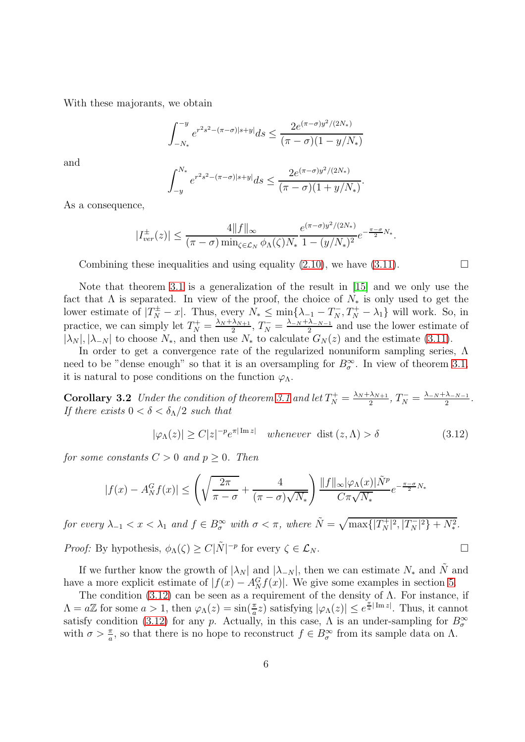With these majorants, we obtain

$$\int_{-N_*}^{-y} e^{r^2s^2-(\pi-\sigma)|s+y|}ds \le \frac{2e^{(\pi-\sigma)y^2/(2N_*)}}{(\pi-\sigma)(1-y/N_*)}$$

and

$$\int_{-y}^{N_*} e^{r^2s^2-(\pi-\sigma)|s+y|}ds \le \frac{2e^{(\pi-\sigma)y^2/(2N_*)}}{(\pi-\sigma)(1+y/N_*)}.$$

As a consequence,

$$|I_{ver}^{\pm}(z)| \le \frac{4\|f\|_\infty}{(\pi-\sigma)\min_{\zeta\in\mathcal{L}_N}\phi_\Lambda(\zeta)N_*}\frac{e^{(\pi-\sigma)y^2/(2N_*)}}{1-(y/N_*)^2}e^{-\frac{\pi-\sigma}{2}N_*}.$$

Combining these inequalities and using equality (2.10), we have (3.11). □

Note that theorem 3.1 is a generalization of the result in [15] and we only use the fact that $\Lambda$ is separated. In view of the proof, the choice of $N_*$ is only used to get the lower estimate of $|T_N^{\pm}-x|$. Thus, every $N_* \le \min\{\lambda_{-1}-T_N^-, T_N^+-\lambda_1\}$ will work. So, in practice, we can simply let $T_N^+ = \frac{\lambda_N+\lambda_{N+1}}{2}$, $T_N^- = \frac{\lambda_{-N}+\lambda_{-N-1}}{2}$ and use the lower estimate of $|\lambda_N|, |\lambda_{-N}|$ to choose $N_*$, and then use $N_*$ to calculate $G_N(z)$ and the estimate (3.11).

In order to get a convergence rate of the regularized nonuniform sampling series, $\Lambda$ need to be "dense enough" so that it is an oversampling for $B_\sigma^\infty$. In view of theorem 3.1, it is natural to pose conditions on the function $\varphi_\Lambda$.

**Corollary 3.2** *Under the condition of theorem 3.1 and let* $T_N^+ = \frac{\lambda_N+\lambda_{N+1}}{2}$, $T_N^- = \frac{\lambda_{-N}+\lambda_{-N-1}}{2}$. *If there exists* $0<\delta<\delta_\Lambda/2$ *such that*

$$|\varphi_\Lambda(z)| \ge C|z|^{-p}e^{\pi|\operatorname{Im} z|} \quad \textit{whenever} \ \operatorname{dist}(z,\Lambda) > \delta \tag{3.12}$$

*for some constants* $C>0$ *and* $p\ge 0$. *Then*

$$|f(x)-A_N^Gf(x)| \le \left(\sqrt{\frac{2\pi}{\pi-\sigma}}+\frac{4}{(\pi-\sigma)\sqrt{N_*}}\right)\frac{\|f\|_\infty|\varphi_\Lambda(x)|\tilde{N}^p}{C\pi\sqrt{N_*}}e^{-\frac{\pi-\sigma}{2}N_*}$$

*for every* $\lambda_{-1}<x<\lambda_1$ *and* $f\in B_\sigma^\infty$ *with* $\sigma<\pi$, *where* $\tilde{N} = \sqrt{\max\{|T_N^+|^2, |T_N^-|^2\}+N_*^2}$.

*Proof:* By hypothesis, $\phi_\Lambda(\zeta) \ge C|\tilde{N}|^{-p}$ for every $\zeta\in\mathcal{L}_N$. □

If we further know the growth of $|\lambda_N|$ and $|\lambda_{-N}|$, then we can estimate $N_*$ and $\tilde{N}$ and have a more explicit estimate of $|f(x)-A_N^Gf(x)|$. We give some examples in section 5.

The condition (3.12) can be seen as a requirement of the density of $\Lambda$. For instance, if $\Lambda = a\mathbb{Z}$ for some $a>1$, then $\varphi_\Lambda(z) = \sin(\frac{\pi}{a}z)$ satisfying $|\varphi_\Lambda(z)| \le e^{\frac{\pi}{a}|\operatorname{Im} z|}$. Thus, it cannot satisfy condition (3.12) for any $p$. Actually, in this case, $\Lambda$ is an under-sampling for $B_\sigma^\infty$ with $\sigma > \frac{\pi}{a}$, so that there is no hope to reconstruct $f\in B_\sigma^\infty$ from its sample data on $\Lambda$.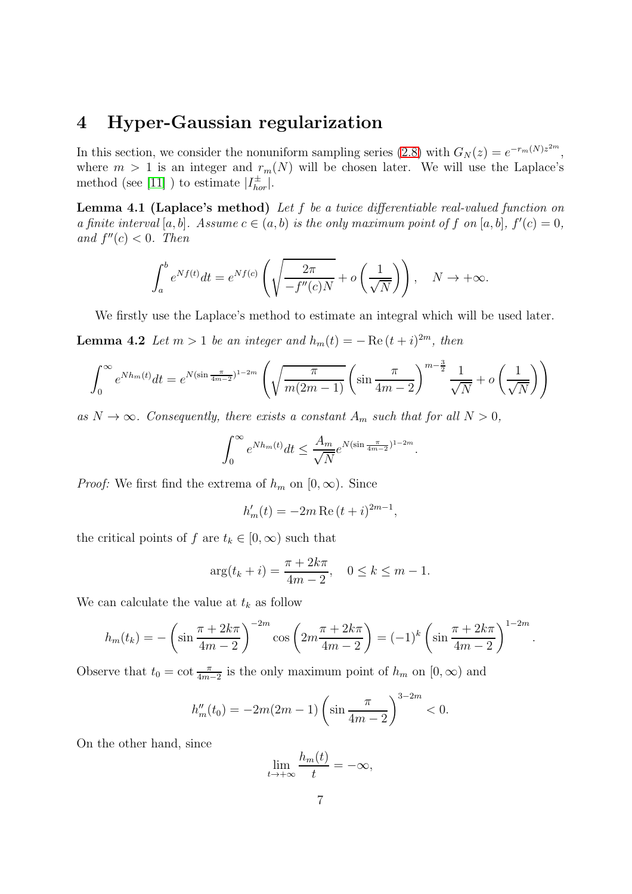# 4 Hyper-Gaussian regularization

In this section, we consider the nonuniform sampling series (2.8) with $G_N(z) = e^{-r_m(N)z^{2m}}$, where $m > 1$ is an integer and $r_m(N)$ will be chosen later. We will use the Laplace's method (see [11] ) to estimate $|I^{\pm}_{hor}|$.

**Lemma 4.1 (Laplace's method)** *Let $f$ be a twice differentiable real-valued function on a finite interval $[a, b]$. Assume $c \in (a, b)$ is the only maximum point of $f$ on $[a, b]$, $f'(c) = 0$, and $f''(c) < 0$. Then*

$$\int_a^b e^{Nf(t)}dt = e^{Nf(c)} \left( \sqrt{\frac{2\pi}{-f''(c)N}} + o\left(\frac{1}{\sqrt{N}}\right) \right), \quad N \to +\infty.$$

We firstly use the Laplace's method to estimate an integral which will be used later.

**Lemma 4.2** *Let $m > 1$ be an integer and $h_m(t) = -\operatorname{Re}(t + i)^{2m}$, then*

$$\int_0^\infty e^{Nh_m(t)}dt = e^{N(\sin\frac{\pi}{4m-2})^{1-2m}} \left( \sqrt{\frac{\pi}{m(2m-1)}} \left(\sin\frac{\pi}{4m-2}\right)^{m-\frac{3}{2}} \frac{1}{\sqrt{N}} + o\left(\frac{1}{\sqrt{N}}\right) \right)$$

*as $N \to \infty$. Consequently, there exists a constant $A_m$ such that for all $N > 0$,*

$$\int_0^\infty e^{Nh_m(t)}dt \leq \frac{A_m}{\sqrt{N}} e^{N(\sin\frac{\pi}{4m-2})^{1-2m}}.$$

*Proof:* We first find the extrema of $h_m$ on $[0, \infty)$. Since

$$h'_m(t) = -2m \operatorname{Re}(t + i)^{2m-1},$$

the critical points of $f$ are $t_k \in [0, \infty)$ such that

$$\arg(t_k + i) = \frac{\pi + 2k\pi}{4m - 2}, \quad 0 \leq k \leq m - 1.$$

We can calculate the value at $t_k$ as follow

$$h_m(t_k) = -\left(\sin\frac{\pi + 2k\pi}{4m - 2}\right)^{-2m} \cos\left(2m\frac{\pi + 2k\pi}{4m - 2}\right) = (-1)^k \left(\sin\frac{\pi + 2k\pi}{4m - 2}\right)^{1-2m}.$$

Observe that $t_0 = \cot\frac{\pi}{4m-2}$ is the only maximum point of $h_m$ on $[0, \infty)$ and

$$h''_m(t_0) = -2m(2m - 1)\left(\sin\frac{\pi}{4m - 2}\right)^{3-2m} < 0.$$

On the other hand, since

$$\lim_{t\to+\infty} \frac{h_m(t)}{t} = -\infty,$$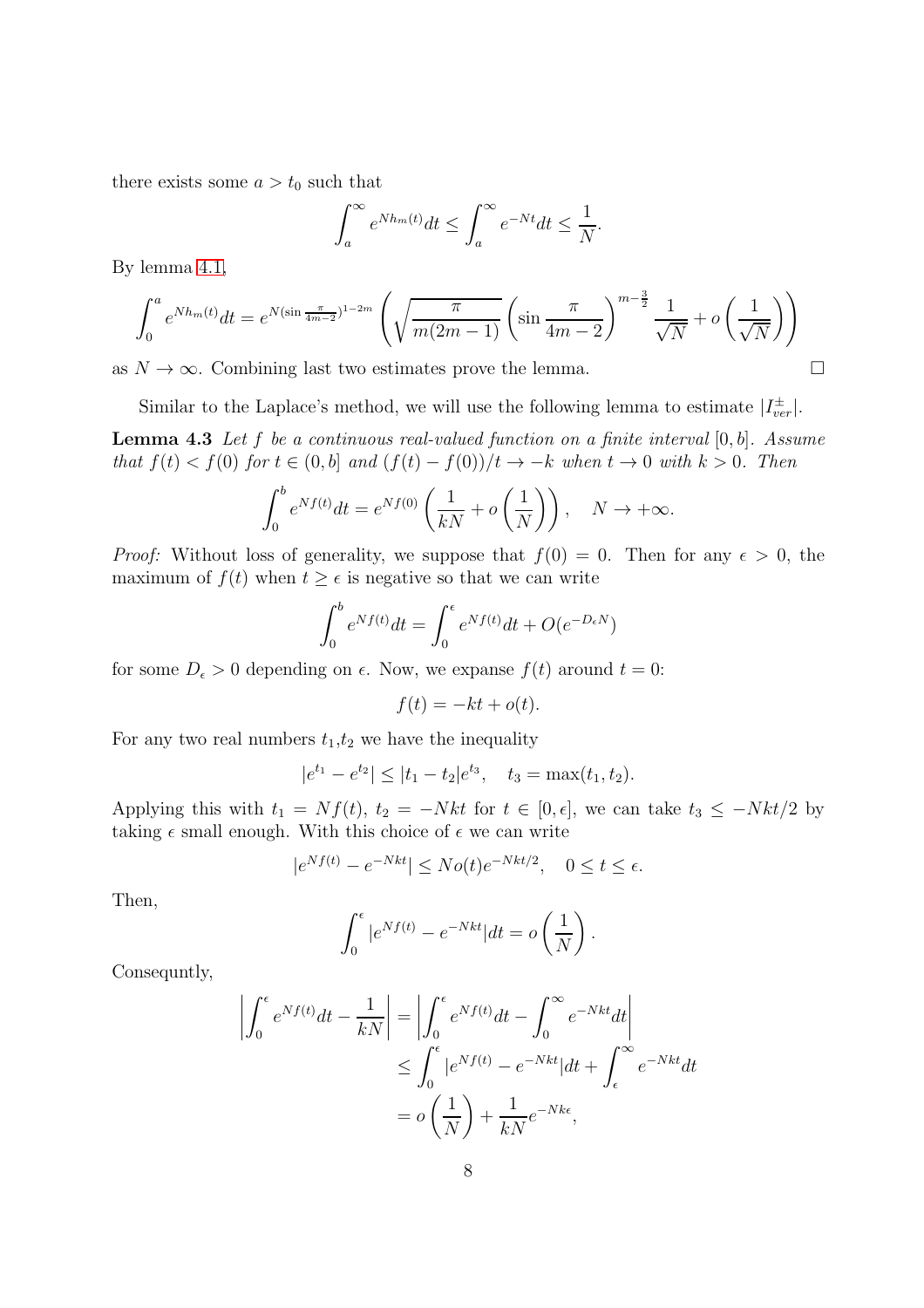there exists some $a > t_0$ such that

$$\int_a^\infty e^{Nh_m(t)}dt \leq \int_a^\infty e^{-Nt}dt \leq \frac{1}{N}.$$

By lemma 4.1,

$$\int_0^a e^{Nh_m(t)}dt = e^{N(\sin\frac{\pi}{4m-2})^{1-2m}} \left( \sqrt{\frac{\pi}{m(2m-1)}} \left( \sin\frac{\pi}{4m-2} \right)^{m-\frac{3}{2}} \frac{1}{\sqrt{N}} + o\left(\frac{1}{\sqrt{N}}\right) \right)$$

as $N \to \infty$. Combining last two estimates prove the lemma. $\square$

Similar to the Laplace's method, we will use the following lemma to estimate $|I^{\pm}_{ver}|$.

**Lemma 4.3** *Let $f$ be a continuous real-valued function on a finite interval $[0, b]$. Assume that $f(t) < f(0)$ for $t \in (0, b]$ and $(f(t) - f(0))/t \to -k$ when $t \to 0$ with $k > 0$. Then*

$$\int_0^b e^{Nf(t)}dt = e^{Nf(0)} \left( \frac{1}{kN} + o\left(\frac{1}{N}\right) \right), \quad N \to +\infty.$$

*Proof:* Without loss of generality, we suppose that $f(0) = 0$. Then for any $\epsilon > 0$, the maximum of $f(t)$ when $t \geq \epsilon$ is negative so that we can write

$$\int_0^b e^{Nf(t)}dt = \int_0^\epsilon e^{Nf(t)}dt + O(e^{-D_\epsilon N})$$

for some $D_\epsilon > 0$ depending on $\epsilon$. Now, we expanse $f(t)$ around $t = 0$:

$$f(t) = -kt + o(t).$$

For any two real numbers $t_1$,$t_2$ we have the inequality

$$|e^{t_1} - e^{t_2}| \leq |t_1 - t_2| e^{t_3}, \quad t_3 = \max(t_1, t_2).$$

Applying this with $t_1 = Nf(t)$, $t_2 = -Nkt$ for $t \in [0, \epsilon]$, we can take $t_3 \leq -Nkt/2$ by taking $\epsilon$ small enough. With this choice of $\epsilon$ we can write

$$|e^{Nf(t)} - e^{-Nkt}| \leq No(t)e^{-Nkt/2}, \quad 0 \leq t \leq \epsilon.$$

Then,

$$\int_0^\epsilon |e^{Nf(t)} - e^{-Nkt}|dt = o\left(\frac{1}{N}\right).$$

Consequntly,

$$\begin{aligned}
\left| \int_0^\epsilon e^{Nf(t)}dt - \frac{1}{kN} \right| &= \left| \int_0^\epsilon e^{Nf(t)}dt - \int_0^\infty e^{-Nkt}dt \right| \\
&\leq \int_0^\epsilon |e^{Nf(t)} - e^{-Nkt}|dt + \int_\epsilon^\infty e^{-Nkt}dt \\
&= o\left(\frac{1}{N}\right) + \frac{1}{kN}e^{-Nk\epsilon},
\end{aligned}$$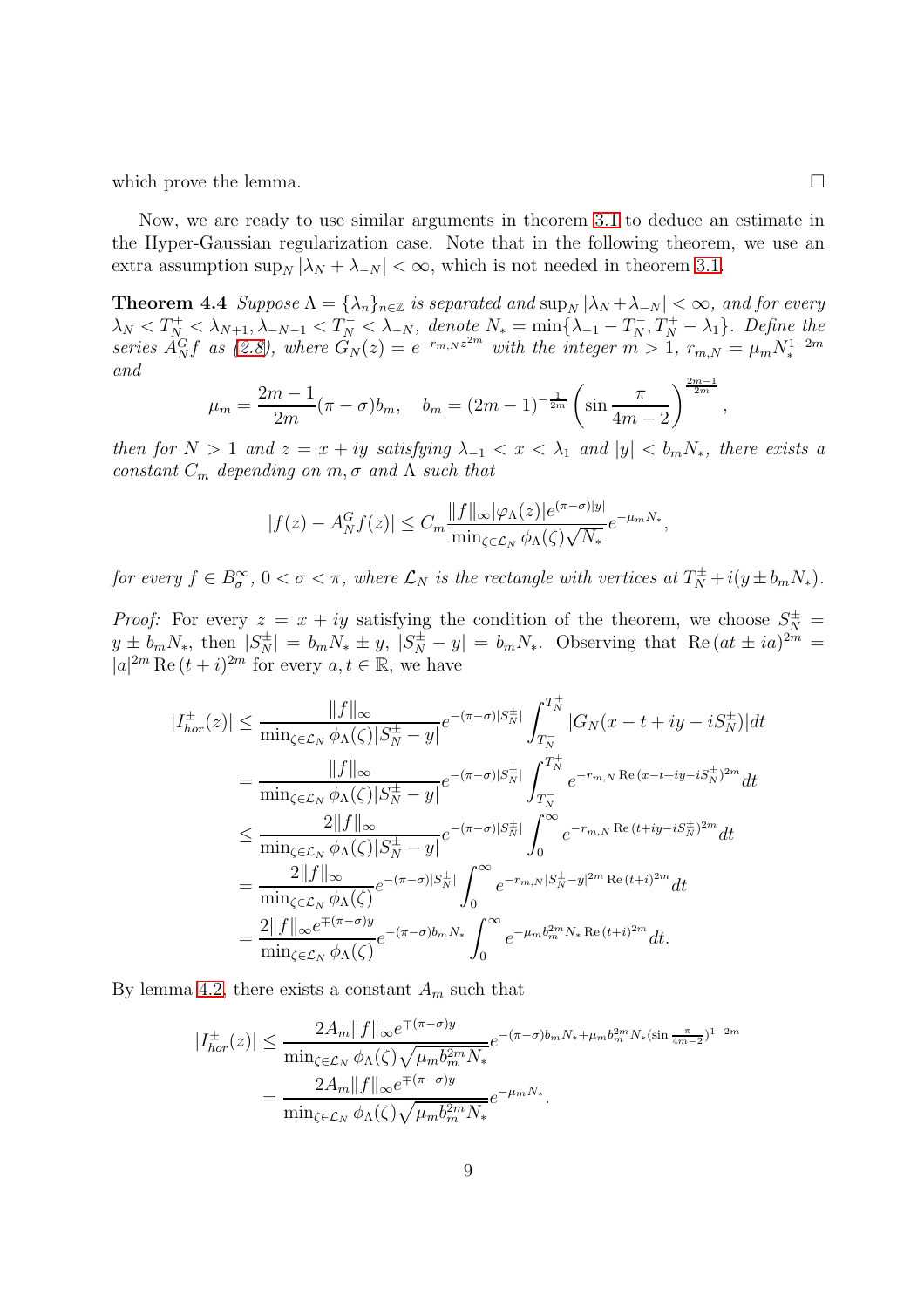which prove the lemma. $\square$

Now, we are ready to use similar arguments in theorem 3.1 to deduce an estimate in the Hyper-Gaussian regularization case. Note that in the following theorem, we use an extra assumption $\sup_N |\lambda_N + \lambda_{-N}| < \infty$, which is not needed in theorem 3.1.

**Theorem 4.4** *Suppose $\Lambda = \{\lambda_n\}_{n\in\mathbb{Z}}$ is separated and $\sup_N |\lambda_N + \lambda_{-N}| < \infty$, and for every $\lambda_N < T_N^+ < \lambda_{N+1}, \lambda_{-N-1} < T_N^- < \lambda_{-N}$, denote $N_* = \min\{\lambda_{-1} - T_N^-, T_N^+ - \lambda_1\}$. Define the series $A_N^G f$ as (2.8), where $G_N(z) = e^{-r_{m,N}z^{2m}}$ with the integer $m > 1$, $r_{m,N} = \mu_m N_*^{1-2m}$ and*

$$\mu_m = \frac{2m-1}{2m}(\pi - \sigma)b_m, \quad b_m = (2m-1)^{-\frac{1}{2m}}\left(\sin\frac{\pi}{4m-2}\right)^{\frac{2m-1}{2m}},$$

*then for $N > 1$ and $z = x + iy$ satisfying $\lambda_{-1} < x < \lambda_1$ and $|y| < b_m N_*$, there exists a constant $C_m$ depending on $m, \sigma$ and $\Lambda$ such that*

$$|f(z) - A_N^G f(z)| \le C_m \frac{\|f\|_\infty |\varphi_\Lambda(z)| e^{(\pi-\sigma)|y|}}{\min_{\zeta\in\mathcal{L}_N}\phi_\Lambda(\zeta)\sqrt{N_*}} e^{-\mu_m N_*},$$

*for every $f \in B_\sigma^\infty$, $0 < \sigma < \pi$, where $\mathcal{L}_N$ is the rectangle with vertices at $T_N^\pm + i(y \pm b_m N_*)$.*

*Proof:* For every $z = x + iy$ satisfying the condition of the theorem, we choose $S_N^\pm = y \pm b_m N_*$, then $|S_N^\pm| = b_m N_* \pm y$, $|S_N^\pm - y| = b_m N_*$. Observing that $\mathrm{Re}\,(at \pm ia)^{2m} = |a|^{2m}\,\mathrm{Re}\,(t+i)^{2m}$ for every $a, t \in \mathbb{R}$, we have

$$\begin{aligned}
|I_{hor}^\pm(z)| &\le \frac{\|f\|_\infty}{\min_{\zeta\in\mathcal{L}_N}\phi_\Lambda(\zeta)|S_N^\pm - y|} e^{-(\pi-\sigma)|S_N^\pm|}\int_{T_N^-}^{T_N^+} |G_N(x - t + iy - iS_N^\pm)|dt \\
&= \frac{\|f\|_\infty}{\min_{\zeta\in\mathcal{L}_N}\phi_\Lambda(\zeta)|S_N^\pm - y|} e^{-(\pi-\sigma)|S_N^\pm|}\int_{T_N^-}^{T_N^+} e^{-r_{m,N}\,\mathrm{Re}\,(x-t+iy-iS_N^\pm)^{2m}}dt \\
&\le \frac{2\|f\|_\infty}{\min_{\zeta\in\mathcal{L}_N}\phi_\Lambda(\zeta)|S_N^\pm - y|} e^{-(\pi-\sigma)|S_N^\pm|}\int_0^\infty e^{-r_{m,N}\,\mathrm{Re}\,(t+iy-iS_N^\pm)^{2m}}dt \\
&= \frac{2\|f\|_\infty}{\min_{\zeta\in\mathcal{L}_N}\phi_\Lambda(\zeta)} e^{-(\pi-\sigma)|S_N^\pm|}\int_0^\infty e^{-r_{m,N}|S_N^\pm - y|^{2m}\,\mathrm{Re}\,(t+i)^{2m}}dt \\
&= \frac{2\|f\|_\infty e^{\mp(\pi-\sigma)y}}{\min_{\zeta\in\mathcal{L}_N}\phi_\Lambda(\zeta)} e^{-(\pi-\sigma)b_m N_*}\int_0^\infty e^{-\mu_m b_m^{2m} N_*\,\mathrm{Re}\,(t+i)^{2m}}dt.
\end{aligned}$$

By lemma 4.2, there exists a constant $A_m$ such that

$$\begin{aligned}
|I_{hor}^\pm(z)| &\le \frac{2A_m\|f\|_\infty e^{\mp(\pi-\sigma)y}}{\min_{\zeta\in\mathcal{L}_N}\phi_\Lambda(\zeta)\sqrt{\mu_m b_m^{2m} N_*}} e^{-(\pi-\sigma)b_m N_* + \mu_m b_m^{2m} N_* (\sin\frac{\pi}{4m-2})^{1-2m}} \\
&= \frac{2A_m\|f\|_\infty e^{\mp(\pi-\sigma)y}}{\min_{\zeta\in\mathcal{L}_N}\phi_\Lambda(\zeta)\sqrt{\mu_m b_m^{2m} N_*}} e^{-\mu_m N_*}.
\end{aligned}$$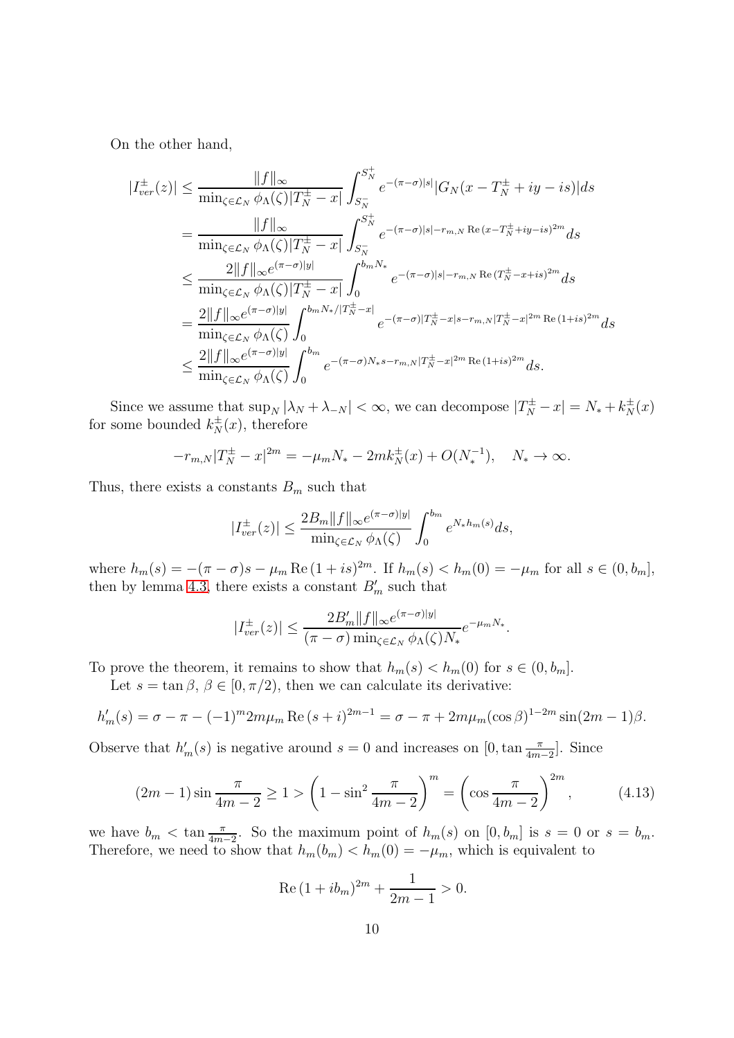On the other hand,

$$
\begin{aligned}
|I_{ver}^{\pm}(z)| &\leq \frac{\|f\|_\infty}{\min_{\zeta\in\mathcal{L}_N}\phi_\Lambda(\zeta)|T_N^{\pm}-x|}\int_{S_N^-}^{S_N^+} e^{-(\pi-\sigma)|s|}|G_N(x-T_N^{\pm}+iy-is)|ds \\
&= \frac{\|f\|_\infty}{\min_{\zeta\in\mathcal{L}_N}\phi_\Lambda(\zeta)|T_N^{\pm}-x|}\int_{S_N^-}^{S_N^+} e^{-(\pi-\sigma)|s|-r_{m,N}\operatorname{Re}(x-T_N^{\pm}+iy-is)^{2m}}ds \\
&\leq \frac{2\|f\|_\infty e^{(\pi-\sigma)|y|}}{\min_{\zeta\in\mathcal{L}_N}\phi_\Lambda(\zeta)|T_N^{\pm}-x|}\int_0^{b_m N_*} e^{-(\pi-\sigma)|s|-r_{m,N}\operatorname{Re}(T_N^{\pm}-x+is)^{2m}}ds \\
&= \frac{2\|f\|_\infty e^{(\pi-\sigma)|y|}}{\min_{\zeta\in\mathcal{L}_N}\phi_\Lambda(\zeta)}\int_0^{b_m N_*/|T_N^{\pm}-x|} e^{-(\pi-\sigma)|T_N^{\pm}-x|s-r_{m,N}|T_N^{\pm}-x|^{2m}\operatorname{Re}(1+is)^{2m}}ds \\
&\leq \frac{2\|f\|_\infty e^{(\pi-\sigma)|y|}}{\min_{\zeta\in\mathcal{L}_N}\phi_\Lambda(\zeta)}\int_0^{b_m} e^{-(\pi-\sigma)N_*s-r_{m,N}|T_N^{\pm}-x|^{2m}\operatorname{Re}(1+is)^{2m}}ds.
\end{aligned}
$$

Since we assume that $\sup_N|\lambda_N+\lambda_{-N}|<\infty$, we can decompose $|T_N^{\pm}-x|=N_*+k_N^{\pm}(x)$ for some bounded $k_N^{\pm}(x)$, therefore

$$
-r_{m,N}|T_N^{\pm}-x|^{2m} = -\mu_m N_* - 2mk_N^{\pm}(x) + O(N_*^{-1}), \quad N_*\to\infty.
$$

Thus, there exists a constants $B_m$ such that

$$
|I_{ver}^{\pm}(z)| \leq \frac{2B_m\|f\|_\infty e^{(\pi-\sigma)|y|}}{\min_{\zeta\in\mathcal{L}_N}\phi_\Lambda(\zeta)}\int_0^{b_m} e^{N_* h_m(s)}ds,
$$

where $h_m(s)=-(\pi-\sigma)s-\mu_m\operatorname{Re}(1+is)^{2m}$. If $h_m(s)<h_m(0)=-\mu_m$ for all $s\in(0,b_m]$, then by lemma 4.3, there exists a constant $B_m'$ such that

$$
|I_{ver}^{\pm}(z)| \leq \frac{2B_m'\|f\|_\infty e^{(\pi-\sigma)|y|}}{(\pi-\sigma)\min_{\zeta\in\mathcal{L}_N}\phi_\Lambda(\zeta)N_*}e^{-\mu_m N_*}.
$$

To prove the theorem, it remains to show that $h_m(s)<h_m(0)$ for $s\in(0,b_m]$.

Let $s=\tan\beta$, $\beta\in[0,\pi/2)$, then we can calculate its derivative:

$$
h_m'(s) = \sigma-\pi-(-1)^m 2m\mu_m\operatorname{Re}(s+i)^{2m-1} = \sigma-\pi+2m\mu_m(\cos\beta)^{1-2m}\sin(2m-1)\beta.
$$

Observe that $h_m'(s)$ is negative around $s=0$ and increases on $[0,\tan\frac{\pi}{4m-2}]$. Since

$$
(2m-1)\sin\frac{\pi}{4m-2} \geq 1 > \left(1-\sin^2\frac{\pi}{4m-2}\right)^m = \left(\cos\frac{\pi}{4m-2}\right)^{2m}, \tag{4.13}
$$

we have $b_m<\tan\frac{\pi}{4m-2}$. So the maximum point of $h_m(s)$ on $[0,b_m]$ is $s=0$ or $s=b_m$. Therefore, we need to show that $h_m(b_m)<h_m(0)=-\mu_m$, which is equivalent to

$$
\operatorname{Re}(1+ib_m)^{2m}+\frac{1}{2m-1}>0.
$$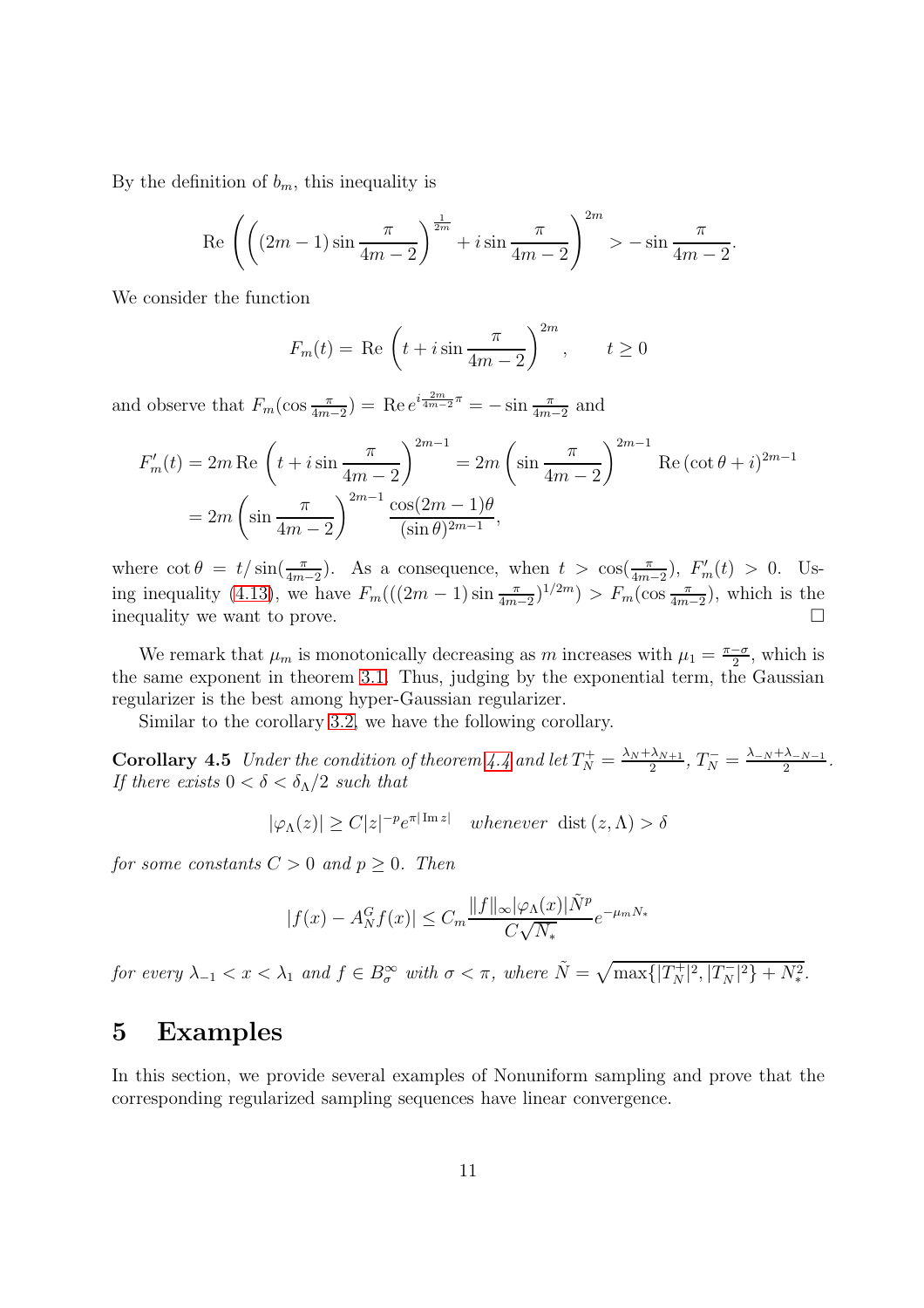By the definition of $b_m$, this inequality is

$$\operatorname{Re}\left(\left((2m-1)\sin\frac{\pi}{4m-2}\right)^{\frac{1}{2m}} + i\sin\frac{\pi}{4m-2}\right)^{2m} > -\sin\frac{\pi}{4m-2}.$$

We consider the function

$$F_m(t) = \operatorname{Re}\left(t + i\sin\frac{\pi}{4m-2}\right)^{2m}, \qquad t \geq 0$$

and observe that $F_m(\cos\frac{\pi}{4m-2}) = \operatorname{Re} e^{i\frac{2m}{4m-2}\pi} = -\sin\frac{\pi}{4m-2}$ and

$$\begin{aligned}
F_m'(t) &= 2m\operatorname{Re}\left(t + i\sin\frac{\pi}{4m-2}\right)^{2m-1} = 2m\left(\sin\frac{\pi}{4m-2}\right)^{2m-1}\operatorname{Re}\left(\cot\theta + i\right)^{2m-1} \\
&= 2m\left(\sin\frac{\pi}{4m-2}\right)^{2m-1}\frac{\cos(2m-1)\theta}{(\sin\theta)^{2m-1}},
\end{aligned}$$

where $\cot\theta = t/\sin(\frac{\pi}{4m-2})$. As a consequence, when $t > \cos(\frac{\pi}{4m-2})$, $F_m'(t) > 0$. Using inequality (4.13), we have $F_m(((2m-1)\sin\frac{\pi}{4m-2})^{1/2m}) > F_m(\cos\frac{\pi}{4m-2})$, which is the inequality we want to prove. $\square$

We remark that $\mu_m$ is monotonically decreasing as $m$ increases with $\mu_1 = \frac{\pi-\sigma}{2}$, which is the same exponent in theorem 3.1. Thus, judging by the exponential term, the Gaussian regularizer is the best among hyper-Gaussian regularizer.

Similar to the corollary 3.2, we have the following corollary.

**Corollary 4.5** *Under the condition of theorem 4.4 and let $T_N^+ = \frac{\lambda_N+\lambda_{N+1}}{2}$, $T_N^- = \frac{\lambda_{-N}+\lambda_{-N-1}}{2}$. If there exists $0 < \delta < \delta_\Lambda/2$ such that*

$$|\varphi_\Lambda(z)| \geq C|z|^{-p}e^{\pi|\operatorname{Im} z|} \quad \textit{whenever} \ \operatorname{dist}(z,\Lambda) > \delta$$

*for some constants $C > 0$ and $p \geq 0$. Then*

$$|f(x) - A_N^G f(x)| \leq C_m\frac{\|f\|_\infty|\varphi_\Lambda(x)|\tilde{N}^p}{C\sqrt{N_*}}e^{-\mu_m N_*}$$

*for every $\lambda_{-1} < x < \lambda_1$ and $f \in B_\sigma^\infty$ with $\sigma < \pi$, where $\tilde{N} = \sqrt{\max\{|T_N^+|^2, |T_N^-|^2\} + N_*^2}$.*

# 5 Examples

In this section, we provide several examples of Nonuniform sampling and prove that the corresponding regularized sampling sequences have linear convergence.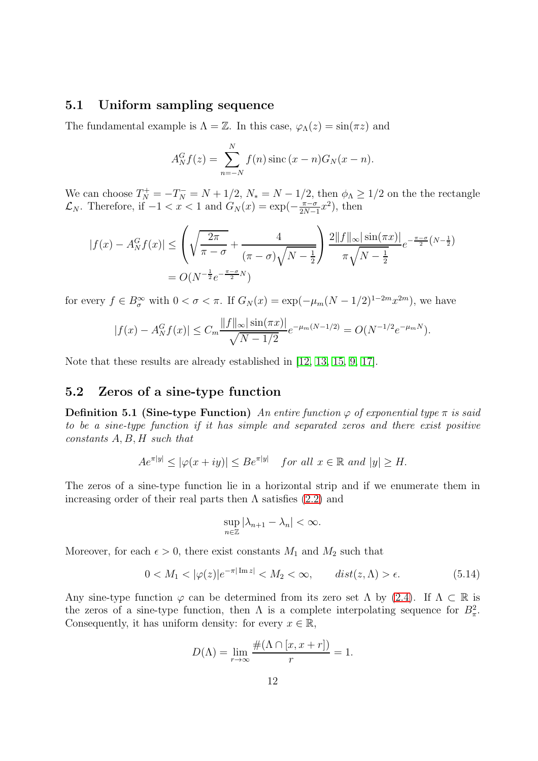## 5.1 Uniform sampling sequence

The fundamental example is $\Lambda = \mathbb{Z}$. In this case, $\varphi_\Lambda(z) = \sin(\pi z)$ and

$$A_N^G f(z) = \sum_{n=-N}^{N} f(n) \operatorname{sinc}(x-n) G_N(x-n).$$

We can choose $T_N^+ = -T_N^- = N + 1/2$, $N_* = N - 1/2$, then $\phi_\Lambda \geq 1/2$ on the the rectangle $\mathcal{L}_N$. Therefore, if $-1 < x < 1$ and $G_N(x) = \exp(-\frac{\pi-\sigma}{2N-1}x^2)$, then

$$\begin{aligned} |f(x) - A_N^G f(x)| &\leq \left( \sqrt{\frac{2\pi}{\pi - \sigma}} + \frac{4}{(\pi-\sigma)\sqrt{N-\frac{1}{2}}} \right) \frac{2\|f\|_\infty |\sin(\pi x)|}{\pi \sqrt{N-\frac{1}{2}}} e^{-\frac{\pi-\sigma}{2}\left(N-\frac{1}{2}\right)} \\ &= O(N^{-\frac{1}{2}} e^{-\frac{\pi-\sigma}{2}N}) \end{aligned}$$

for every $f \in B_\sigma^\infty$ with $0 < \sigma < \pi$. If $G_N(x) = \exp(-\mu_m (N-1/2)^{1-2m} x^{2m})$, we have

$$|f(x) - A_N^G f(x)| \leq C_m \frac{\|f\|_\infty |\sin(\pi x)|}{\sqrt{N-1/2}} e^{-\mu_m(N-1/2)} = O(N^{-1/2} e^{-\mu_m N}).$$

Note that these results are already established in [12, 13, 15, 9, 17].

## 5.2 Zeros of a sine-type function

**Definition 5.1 (Sine-type Function)** *An entire function $\varphi$ of exponential type $\pi$ is said to be a sine-type function if it has simple and separated zeros and there exist positive constants $A, B, H$ such that*

$$Ae^{\pi|y|} \leq |\varphi(x+iy)| \leq Be^{\pi|y|} \quad \textit{for all } x \in \mathbb{R} \textit{ and } |y| \geq H.$$

The zeros of a sine-type function lie in a horizontal strip and if we enumerate them in increasing order of their real parts then $\Lambda$ satisfies (2.2) and

$$\sup_{n\in\mathbb{Z}} |\lambda_{n+1} - \lambda_n| < \infty.$$

Moreover, for each $\epsilon > 0$, there exist constants $M_1$ and $M_2$ such that

$$0 < M_1 < |\varphi(z)| e^{-\pi|\operatorname{Im} z|} < M_2 < \infty, \qquad dist(z, \Lambda) > \epsilon. \tag{5.14}$$

Any sine-type function $\varphi$ can be determined from its zero set $\Lambda$ by (2.4). If $\Lambda \subset \mathbb{R}$ is the zeros of a sine-type function, then $\Lambda$ is a complete interpolating sequence for $B_\pi^2$. Consequently, it has uniform density: for every $x \in \mathbb{R}$,

$$D(\Lambda) = \lim_{r\to\infty} \frac{\#(\Lambda \cap [x, x+r])}{r} = 1.$$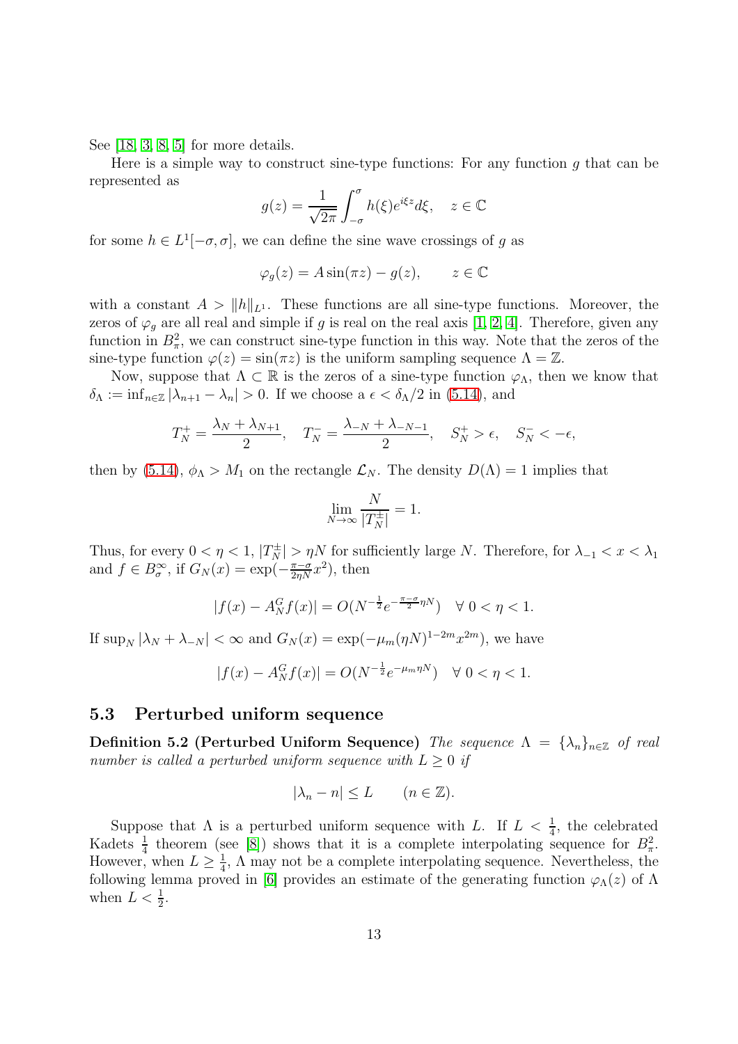See [18, 3, 8, 5] for more details.

Here is a simple way to construct sine-type functions: For any function $g$ that can be represented as

$$g(z) = \frac{1}{\sqrt{2\pi}} \int_{-\sigma}^{\sigma} h(\xi) e^{i\xi z} d\xi, \quad z \in \mathbb{C}$$

for some $h \in L^1[-\sigma, \sigma]$, we can define the sine wave crossings of $g$ as

$$\varphi_g(z) = A \sin(\pi z) - g(z), \qquad z \in \mathbb{C}$$

with a constant $A > \|h\|_{L^1}$. These functions are all sine-type functions. Moreover, the zeros of $\varphi_g$ are all real and simple if $g$ is real on the real axis [1, 2, 4]. Therefore, given any function in $B_\pi^2$, we can construct sine-type function in this way. Note that the zeros of the sine-type function $\varphi(z) = \sin(\pi z)$ is the uniform sampling sequence $\Lambda = \mathbb{Z}$.

Now, suppose that $\Lambda \subset \mathbb{R}$ is the zeros of a sine-type function $\varphi_\Lambda$, then we know that $\delta_\Lambda := \inf_{n\in\mathbb{Z}} |\lambda_{n+1} - \lambda_n| > 0$. If we choose a $\epsilon < \delta_\Lambda/2$ in (5.14), and

$$T_N^+ = \frac{\lambda_N + \lambda_{N+1}}{2}, \quad T_N^- = \frac{\lambda_{-N} + \lambda_{-N-1}}{2}, \quad S_N^+ > \epsilon, \quad S_N^- < -\epsilon,$$

then by (5.14), $\phi_\Lambda > M_1$ on the rectangle $\mathcal{L}_N$. The density $D(\Lambda) = 1$ implies that

$$\lim_{N\to\infty} \frac{N}{|T_N^\pm|} = 1.$$

Thus, for every $0 < \eta < 1$, $|T_N^\pm| > \eta N$ for sufficiently large $N$. Therefore, for $\lambda_{-1} < x < \lambda_1$ and $f \in B_\sigma^\infty$, if $G_N(x) = \exp(-\frac{\pi-\sigma}{2\eta N} x^2)$, then

$$|f(x) - A_N^G f(x)| = O(N^{-\frac{1}{2}} e^{-\frac{\pi-\sigma}{2}\eta N}) \quad \forall\ 0 < \eta < 1.$$

If $\sup_N |\lambda_N + \lambda_{-N}| < \infty$ and $G_N(x) = \exp(-\mu_m (\eta N)^{1-2m} x^{2m})$, we have

$$|f(x) - A_N^G f(x)| = O(N^{-\frac{1}{2}} e^{-\mu_m \eta N}) \quad \forall\ 0 < \eta < 1.$$

### 5.3 Perturbed uniform sequence

**Definition 5.2 (Perturbed Uniform Sequence)** *The sequence $\Lambda = \{\lambda_n\}_{n\in\mathbb{Z}}$ of real number is called a perturbed uniform sequence with $L \geq 0$ if*

$$|\lambda_n - n| \leq L \qquad (n \in \mathbb{Z}).$$

Suppose that $\Lambda$ is a perturbed uniform sequence with $L$. If $L < \frac{1}{4}$, the celebrated Kadets $\frac{1}{4}$ theorem (see [8]) shows that it is a complete interpolating sequence for $B_\pi^2$. However, when $L \geq \frac{1}{4}$, $\Lambda$ may not be a complete interpolating sequence. Nevertheless, the following lemma proved in [6] provides an estimate of the generating function $\varphi_\Lambda(z)$ of $\Lambda$ when $L < \frac{1}{2}$.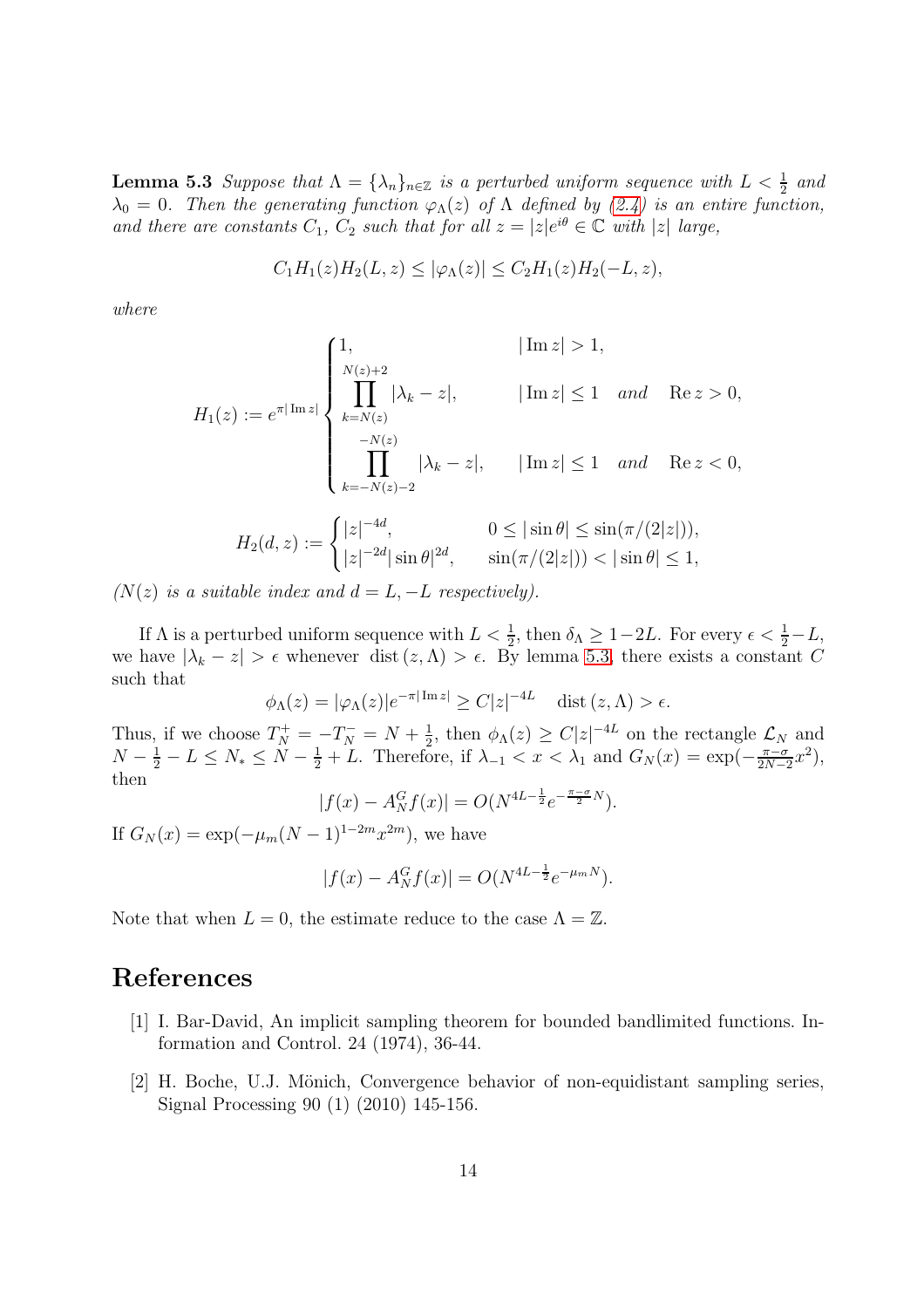**Lemma 5.3** *Suppose that $\Lambda = \{\lambda_n\}_{n\in\mathbb{Z}}$ is a perturbed uniform sequence with $L < \frac{1}{2}$ and $\lambda_0 = 0$. Then the generating function $\varphi_\Lambda(z)$ of $\Lambda$ defined by (2.4) is an entire function, and there are constants $C_1$, $C_2$ such that for all $z = |z|e^{i\theta} \in \mathbb{C}$ with $|z|$ large,*

$$C_1 H_1(z) H_2(L, z) \le |\varphi_\Lambda(z)| \le C_2 H_1(z) H_2(-L, z),$$

*where*

$$H_1(z) := e^{\pi|\operatorname{Im} z|} \begin{cases} 1, & |\operatorname{Im} z| > 1, \\ \displaystyle\prod_{k=N(z)}^{N(z)+2} |\lambda_k - z|, & |\operatorname{Im} z| \le 1 \quad \text{and} \quad \operatorname{Re} z > 0, \\ \displaystyle\prod_{k=-N(z)-2}^{-N(z)} |\lambda_k - z|, & |\operatorname{Im} z| \le 1 \quad \text{and} \quad \operatorname{Re} z < 0, \end{cases}$$

$$H_2(d, z) := \begin{cases} |z|^{-4d}, & 0 \le |\sin\theta| \le \sin(\pi/(2|z|)), \\ |z|^{-2d}|\sin\theta|^{2d}, & \sin(\pi/(2|z|)) < |\sin\theta| \le 1, \end{cases}$$

*($N(z)$ is a suitable index and $d = L, -L$ respectively).*

If $\Lambda$ is a perturbed uniform sequence with $L < \frac{1}{2}$, then $\delta_\Lambda \ge 1 - 2L$. For every $\epsilon < \frac{1}{2} - L$, we have $|\lambda_k - z| > \epsilon$ whenever $\operatorname{dist}(z, \Lambda) > \epsilon$. By lemma 5.3, there exists a constant $C$ such that

$$\phi_\Lambda(z) = |\varphi_\Lambda(z)| e^{-\pi|\operatorname{Im} z|} \ge C|z|^{-4L} \quad \operatorname{dist}(z, \Lambda) > \epsilon.$$

Thus, if we choose $T_N^+ = -T_N^- = N + \frac{1}{2}$, then $\phi_\Lambda(z) \ge C|z|^{-4L}$ on the rectangle $\mathcal{L}_N$ and $N - \frac{1}{2} - L \le N_* \le N - \frac{1}{2} + L$. Therefore, if $\lambda_{-1} < x < \lambda_1$ and $G_N(x) = \exp(-\frac{\pi-\sigma}{2N-2}x^2)$, then

$$|f(x) - A_N^G f(x)| = O(N^{4L-\frac{1}{2}} e^{-\frac{\pi-\sigma}{2}N}).$$

If $G_N(x) = \exp(-\mu_m (N-1)^{1-2m} x^{2m})$, we have

$$|f(x) - A_N^G f(x)| = O(N^{4L-\frac{1}{2}} e^{-\mu_m N}).$$

Note that when $L = 0$, the estimate reduce to the case $\Lambda = \mathbb{Z}$.

# References

[1] I. Bar-David, An implicit sampling theorem for bounded bandlimited functions. Information and Control. 24 (1974), 36-44.

[2] H. Boche, U.J. Mönich, Convergence behavior of non-equidistant sampling series, Signal Processing 90 (1) (2010) 145-156.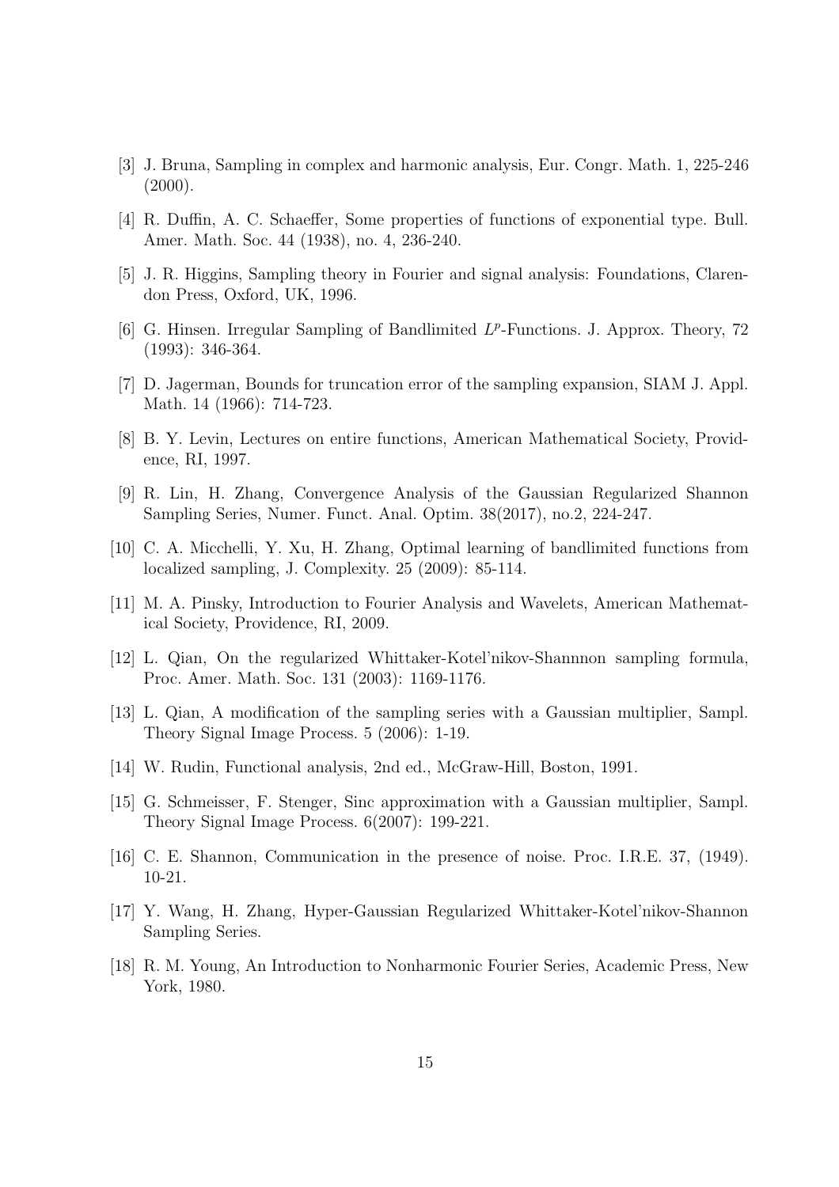[3] J. Bruna, Sampling in complex and harmonic analysis, Eur. Congr. Math. 1, 225-246 (2000).

[4] R. Duffin, A. C. Schaeffer, Some properties of functions of exponential type. Bull. Amer. Math. Soc. 44 (1938), no. 4, 236-240.

[5] J. R. Higgins, Sampling theory in Fourier and signal analysis: Foundations, Clarendon Press, Oxford, UK, 1996.

[6] G. Hinsen. Irregular Sampling of Bandlimited $L^p$-Functions. J. Approx. Theory, 72 (1993): 346-364.

[7] D. Jagerman, Bounds for truncation error of the sampling expansion, SIAM J. Appl. Math. 14 (1966): 714-723.

[8] B. Y. Levin, Lectures on entire functions, American Mathematical Society, Providence, RI, 1997.

[9] R. Lin, H. Zhang, Convergence Analysis of the Gaussian Regularized Shannon Sampling Series, Numer. Funct. Anal. Optim. 38(2017), no.2, 224-247.

[10] C. A. Micchelli, Y. Xu, H. Zhang, Optimal learning of bandlimited functions from localized sampling, J. Complexity. 25 (2009): 85-114.

[11] M. A. Pinsky, Introduction to Fourier Analysis and Wavelets, American Mathematical Society, Providence, RI, 2009.

[12] L. Qian, On the regularized Whittaker-Kotel'nikov-Shannnon sampling formula, Proc. Amer. Math. Soc. 131 (2003): 1169-1176.

[13] L. Qian, A modification of the sampling series with a Gaussian multiplier, Sampl. Theory Signal Image Process. 5 (2006): 1-19.

[14] W. Rudin, Functional analysis, 2nd ed., McGraw-Hill, Boston, 1991.

[15] G. Schmeisser, F. Stenger, Sinc approximation with a Gaussian multiplier, Sampl. Theory Signal Image Process. 6(2007): 199-221.

[16] C. E. Shannon, Communication in the presence of noise. Proc. I.R.E. 37, (1949). 10-21.

[17] Y. Wang, H. Zhang, Hyper-Gaussian Regularized Whittaker-Kotel'nikov-Shannon Sampling Series.

[18] R. M. Young, An Introduction to Nonharmonic Fourier Series, Academic Press, New York, 1980.